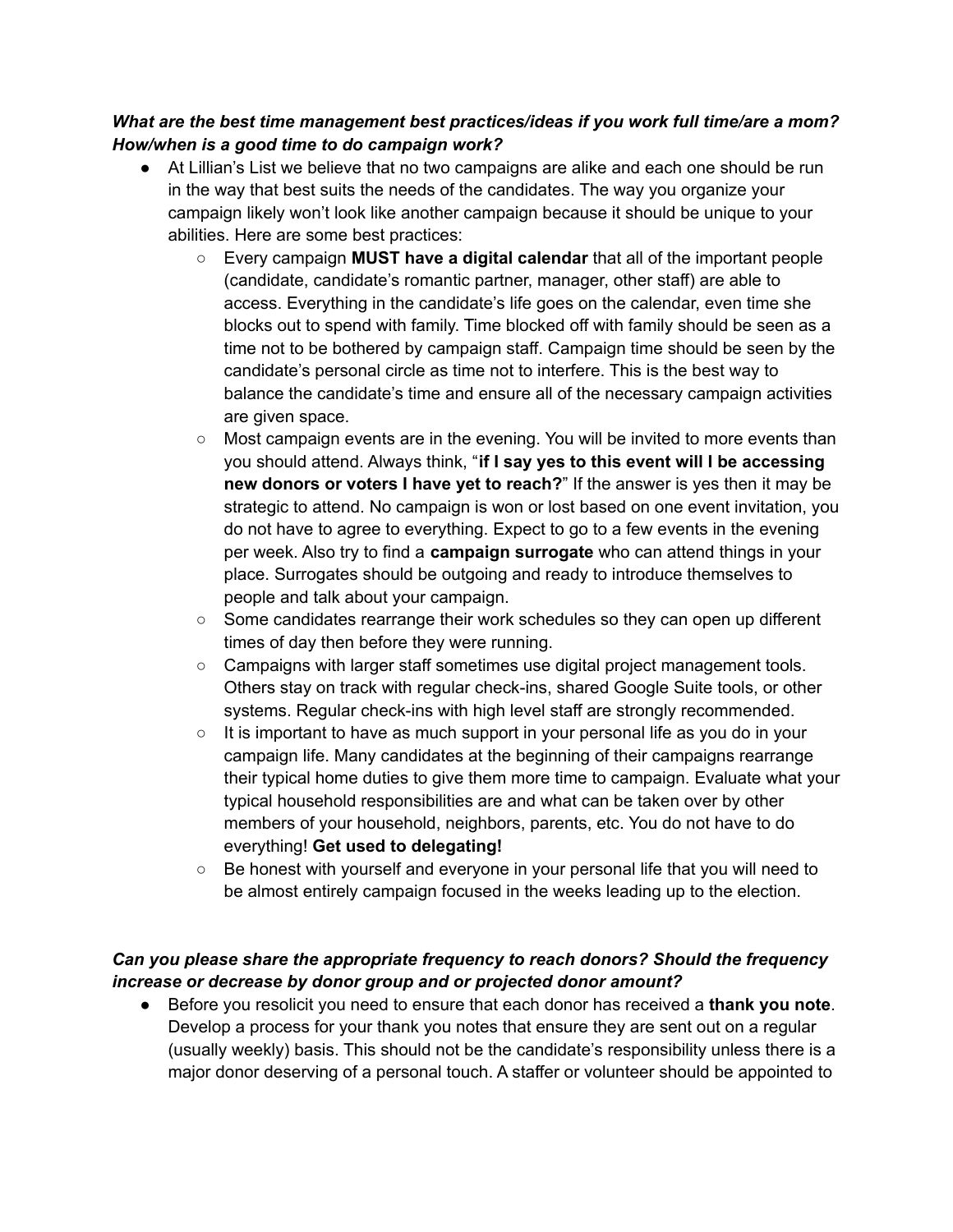***What are the best time management best practices/ideas if you work full time/are a mom? How/when is a good time to do campaign work?***

- At Lillian's List we believe that no two campaigns are alike and each one should be run in the way that best suits the needs of the candidates. The way you organize your campaign likely won't look like another campaign because it should be unique to your abilities. Here are some best practices:
  - Every campaign **MUST have a digital calendar** that all of the important people (candidate, candidate's romantic partner, manager, other staff) are able to access. Everything in the candidate's life goes on the calendar, even time she blocks out to spend with family. Time blocked off with family should be seen as a time not to be bothered by campaign staff. Campaign time should be seen by the candidate's personal circle as time not to interfere. This is the best way to balance the candidate's time and ensure all of the necessary campaign activities are given space.
  - Most campaign events are in the evening. You will be invited to more events than you should attend. Always think, "**if I say yes to this event will I be accessing new donors or voters I have yet to reach?**" If the answer is yes then it may be strategic to attend. No campaign is won or lost based on one event invitation, you do not have to agree to everything. Expect to go to a few events in the evening per week. Also try to find a **campaign surrogate** who can attend things in your place. Surrogates should be outgoing and ready to introduce themselves to people and talk about your campaign.
  - Some candidates rearrange their work schedules so they can open up different times of day then before they were running.
  - Campaigns with larger staff sometimes use digital project management tools. Others stay on track with regular check-ins, shared Google Suite tools, or other systems. Regular check-ins with high level staff are strongly recommended.
  - It is important to have as much support in your personal life as you do in your campaign life. Many candidates at the beginning of their campaigns rearrange their typical home duties to give them more time to campaign. Evaluate what your typical household responsibilities are and what can be taken over by other members of your household, neighbors, parents, etc. You do not have to do everything! **Get used to delegating!**
  - Be honest with yourself and everyone in your personal life that you will need to be almost entirely campaign focused in the weeks leading up to the election.

***Can you please share the appropriate frequency to reach donors? Should the frequency increase or decrease by donor group and or projected donor amount?***

- Before you resolicit you need to ensure that each donor has received a **thank you note**. Develop a process for your thank you notes that ensure they are sent out on a regular (usually weekly) basis. This should not be the candidate's responsibility unless there is a major donor deserving of a personal touch. A staffer or volunteer should be appointed to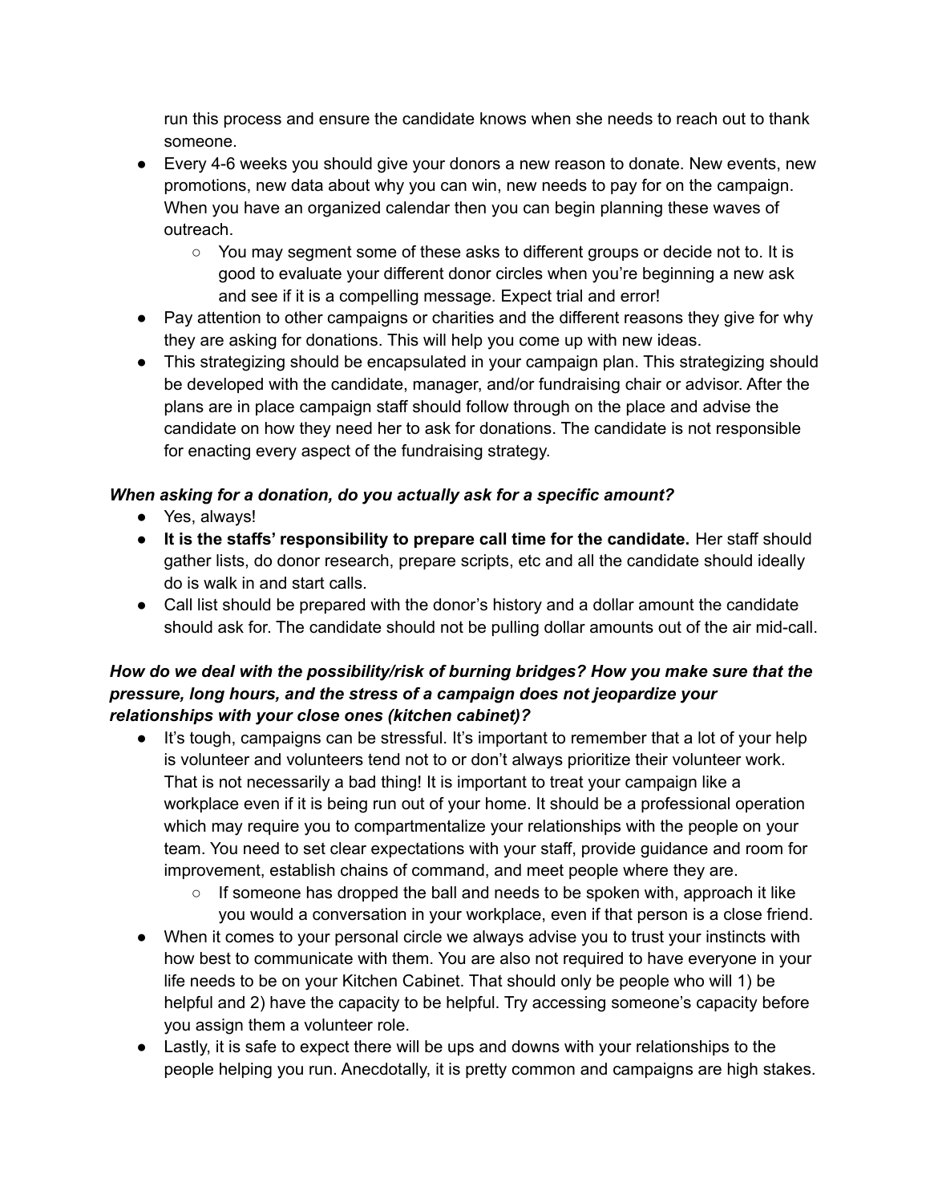run this process and ensure the candidate knows when she needs to reach out to thank someone.

- Every 4-6 weeks you should give your donors a new reason to donate. New events, new promotions, new data about why you can win, new needs to pay for on the campaign. When you have an organized calendar then you can begin planning these waves of outreach.
  - You may segment some of these asks to different groups or decide not to. It is good to evaluate your different donor circles when you're beginning a new ask and see if it is a compelling message. Expect trial and error!
- Pay attention to other campaigns or charities and the different reasons they give for why they are asking for donations. This will help you come up with new ideas.
- This strategizing should be encapsulated in your campaign plan. This strategizing should be developed with the candidate, manager, and/or fundraising chair or advisor. After the plans are in place campaign staff should follow through on the place and advise the candidate on how they need her to ask for donations. The candidate is not responsible for enacting every aspect of the fundraising strategy.

***When asking for a donation, do you actually ask for a specific amount?***

- Yes, always!
- **It is the staffs' responsibility to prepare call time for the candidate.** Her staff should gather lists, do donor research, prepare scripts, etc and all the candidate should ideally do is walk in and start calls.
- Call list should be prepared with the donor's history and a dollar amount the candidate should ask for. The candidate should not be pulling dollar amounts out of the air mid-call.

***How do we deal with the possibility/risk of burning bridges? How you make sure that the pressure, long hours, and the stress of a campaign does not jeopardize your relationships with your close ones (kitchen cabinet)?***

- It's tough, campaigns can be stressful. It's important to remember that a lot of your help is volunteer and volunteers tend not to or don't always prioritize their volunteer work. That is not necessarily a bad thing! It is important to treat your campaign like a workplace even if it is being run out of your home. It should be a professional operation which may require you to compartmentalize your relationships with the people on your team. You need to set clear expectations with your staff, provide guidance and room for improvement, establish chains of command, and meet people where they are.
  - If someone has dropped the ball and needs to be spoken with, approach it like you would a conversation in your workplace, even if that person is a close friend.
- When it comes to your personal circle we always advise you to trust your instincts with how best to communicate with them. You are also not required to have everyone in your life needs to be on your Kitchen Cabinet. That should only be people who will 1) be helpful and 2) have the capacity to be helpful. Try accessing someone's capacity before you assign them a volunteer role.
- Lastly, it is safe to expect there will be ups and downs with your relationships to the people helping you run. Anecdotally, it is pretty common and campaigns are high stakes.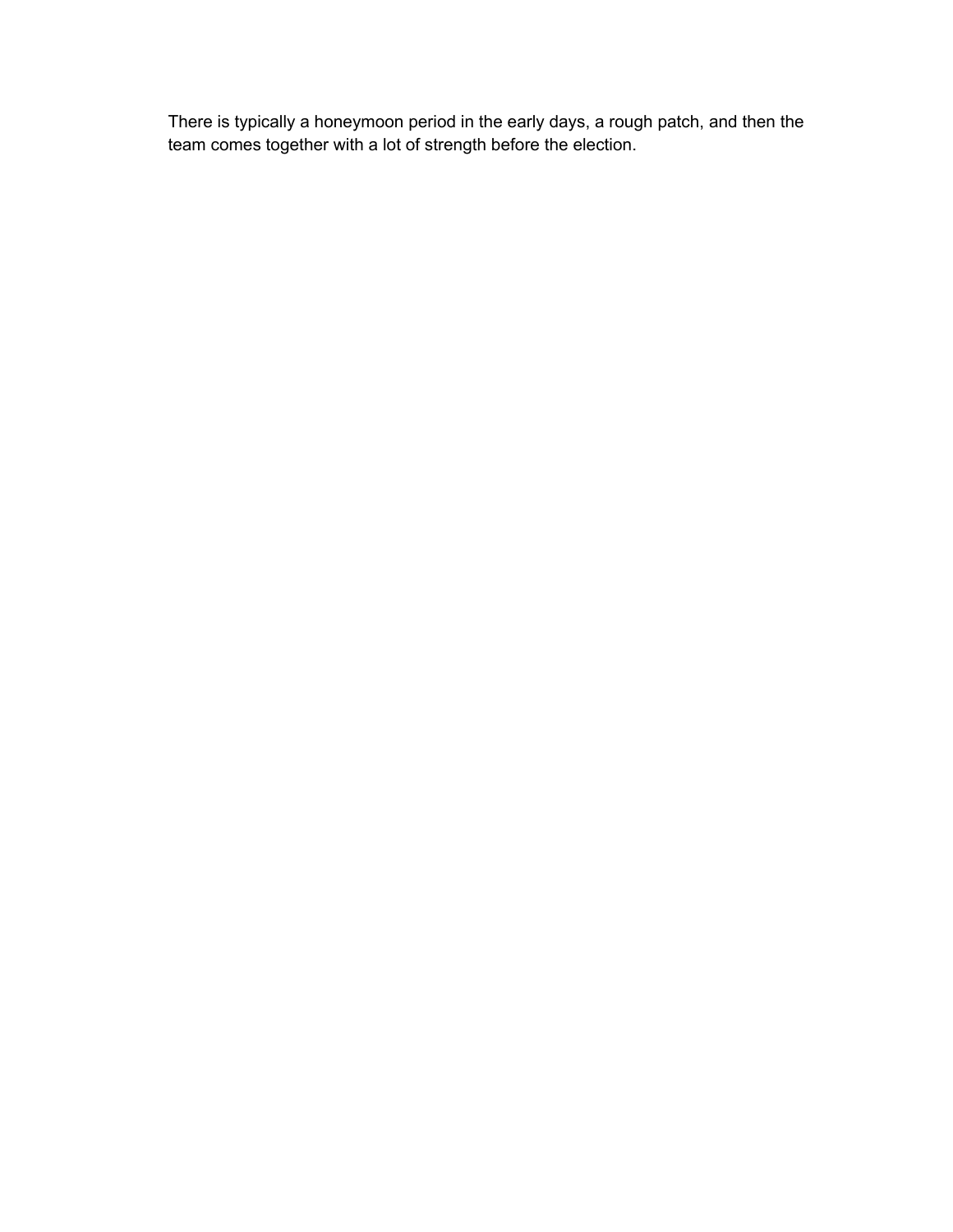There is typically a honeymoon period in the early days, a rough patch, and then the team comes together with a lot of strength before the election.